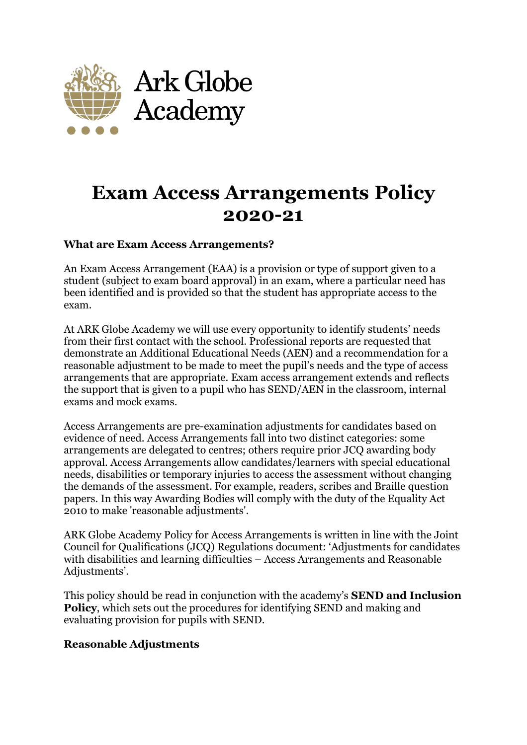Ark Globe Academy

# Exam Access Arrangements Policy 2020-21

### What are Exam Access Arrangements?

An Exam Access Arrangement (EAA) is a provision or type of support given to a student (subject to exam board approval) in an exam, where a particular need has been identified and is provided so that the student has appropriate access to the exam.

At ARK Globe Academy we will use every opportunity to identify students' needs from their first contact with the school. Professional reports are requested that demonstrate an Additional Educational Needs (AEN) and a recommendation for a reasonable adjustment to be made to meet the pupil's needs and the type of access arrangements that are appropriate. Exam access arrangement extends and reflects the support that is given to a pupil who has SEND/AEN in the classroom, internal exams and mock exams.

Access Arrangements are pre-examination adjustments for candidates based on evidence of need. Access Arrangements fall into two distinct categories: some arrangements are delegated to centres; others require prior JCQ awarding body approval. Access Arrangements allow candidates/learners with special educational needs, disabilities or temporary injuries to access the assessment without changing the demands of the assessment. For example, readers, scribes and Braille question papers. In this way Awarding Bodies will comply with the duty of the Equality Act 2010 to make 'reasonable adjustments'.

ARK Globe Academy Policy for Access Arrangements is written in line with the Joint Council for Qualifications (JCQ) Regulations document: 'Adjustments for candidates with disabilities and learning difficulties – Access Arrangements and Reasonable Adjustments'.

This policy should be read in conjunction with the academy's **SEND and Inclusion Policy**, which sets out the procedures for identifying SEND and making and evaluating provision for pupils with SEND.

### Reasonable Adjustments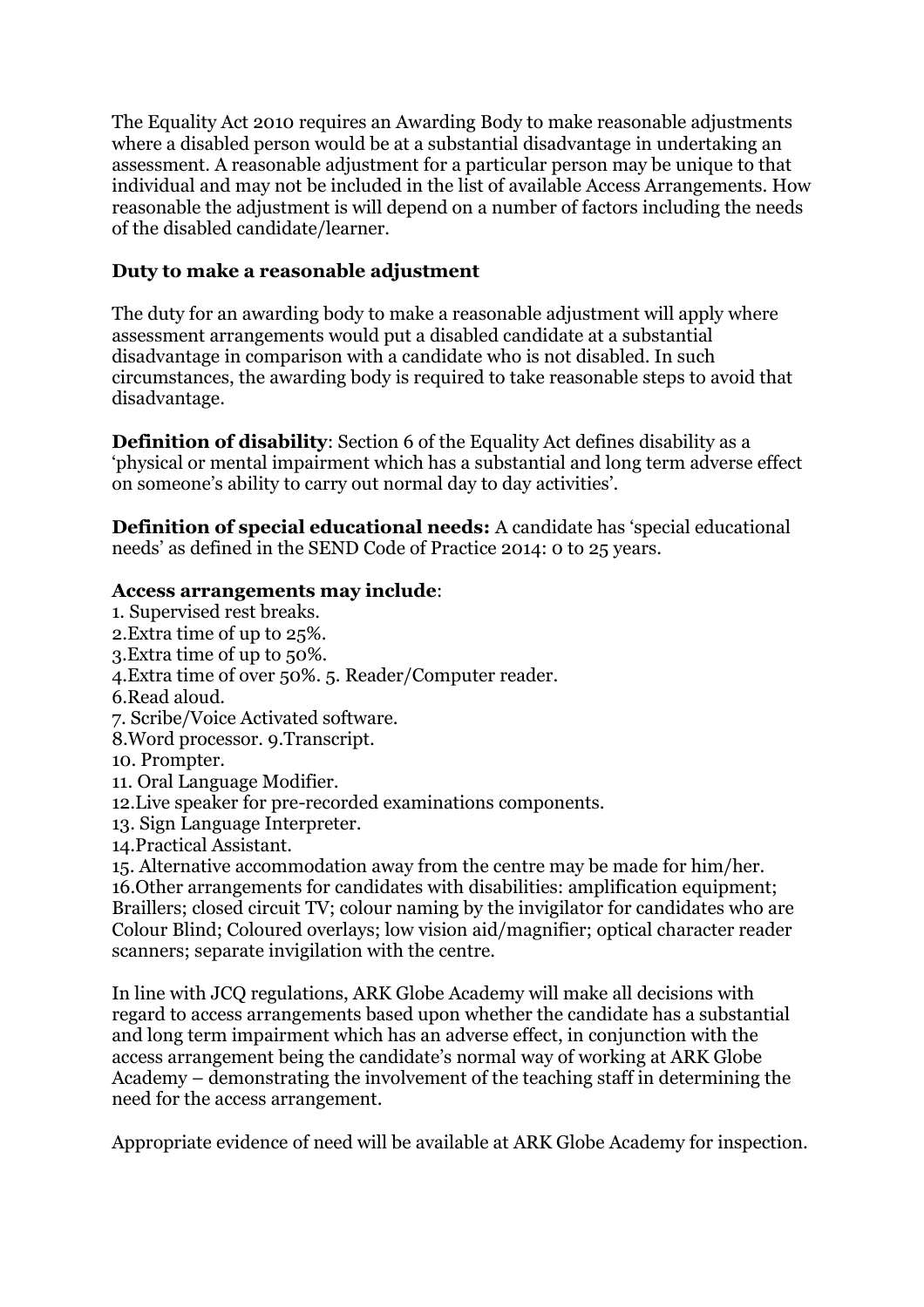The Equality Act 2010 requires an Awarding Body to make reasonable adjustments where a disabled person would be at a substantial disadvantage in undertaking an assessment. A reasonable adjustment for a particular person may be unique to that individual and may not be included in the list of available Access Arrangements. How reasonable the adjustment is will depend on a number of factors including the needs of the disabled candidate/learner.

**Duty to make a reasonable adjustment**

The duty for an awarding body to make a reasonable adjustment will apply where assessment arrangements would put a disabled candidate at a substantial disadvantage in comparison with a candidate who is not disabled. In such circumstances, the awarding body is required to take reasonable steps to avoid that disadvantage.

**Definition of disability**: Section 6 of the Equality Act defines disability as a 'physical or mental impairment which has a substantial and long term adverse effect on someone's ability to carry out normal day to day activities'.

**Definition of special educational needs:** A candidate has 'special educational needs' as defined in the SEND Code of Practice 2014: 0 to 25 years.

**Access arrangements may include**:

1. Supervised rest breaks.
2. Extra time of up to 25%.
3. Extra time of up to 50%.
4. Extra time of over 50%. 5. Reader/Computer reader.
6. Read aloud.
7. Scribe/Voice Activated software.
8. Word processor. 9. Transcript.
10. Prompter.
11. Oral Language Modifier.
12. Live speaker for pre-recorded examinations components.
13. Sign Language Interpreter.
14. Practical Assistant.
15. Alternative accommodation away from the centre may be made for him/her.
16. Other arrangements for candidates with disabilities: amplification equipment; Braillers; closed circuit TV; colour naming by the invigilator for candidates who are Colour Blind; Coloured overlays; low vision aid/magnifier; optical character reader scanners; separate invigilation with the centre.

In line with JCQ regulations, ARK Globe Academy will make all decisions with regard to access arrangements based upon whether the candidate has a substantial and long term impairment which has an adverse effect, in conjunction with the access arrangement being the candidate's normal way of working at ARK Globe Academy – demonstrating the involvement of the teaching staff in determining the need for the access arrangement.

Appropriate evidence of need will be available at ARK Globe Academy for inspection.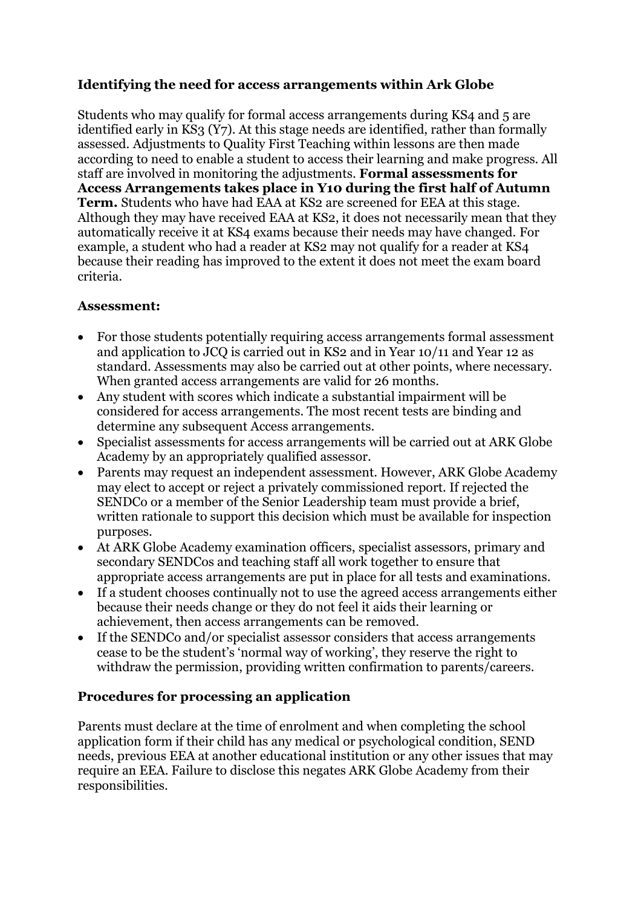### Identifying the need for access arrangements within Ark Globe

Students who may qualify for formal access arrangements during KS4 and 5 are identified early in KS3 (Y7). At this stage needs are identified, rather than formally assessed. Adjustments to Quality First Teaching within lessons are then made according to need to enable a student to access their learning and make progress. All staff are involved in monitoring the adjustments. **Formal assessments for Access Arrangements takes place in Y10 during the first half of Autumn Term.** Students who have had EAA at KS2 are screened for EEA at this stage. Although they may have received EAA at KS2, it does not necessarily mean that they automatically receive it at KS4 exams because their needs may have changed. For example, a student who had a reader at KS2 may not qualify for a reader at KS4 because their reading has improved to the extent it does not meet the exam board criteria.

### Assessment:

- For those students potentially requiring access arrangements formal assessment and application to JCQ is carried out in KS2 and in Year 10/11 and Year 12 as standard. Assessments may also be carried out at other points, where necessary. When granted access arrangements are valid for 26 months.
- Any student with scores which indicate a substantial impairment will be considered for access arrangements. The most recent tests are binding and determine any subsequent Access arrangements.
- Specialist assessments for access arrangements will be carried out at ARK Globe Academy by an appropriately qualified assessor.
- Parents may request an independent assessment. However, ARK Globe Academy may elect to accept or reject a privately commissioned report. If rejected the SENDCo or a member of the Senior Leadership team must provide a brief, written rationale to support this decision which must be available for inspection purposes.
- At ARK Globe Academy examination officers, specialist assessors, primary and secondary SENDCos and teaching staff all work together to ensure that appropriate access arrangements are put in place for all tests and examinations.
- If a student chooses continually not to use the agreed access arrangements either because their needs change or they do not feel it aids their learning or achievement, then access arrangements can be removed.
- If the SENDCo and/or specialist assessor considers that access arrangements cease to be the student's 'normal way of working', they reserve the right to withdraw the permission, providing written confirmation to parents/careers.

### Procedures for processing an application

Parents must declare at the time of enrolment and when completing the school application form if their child has any medical or psychological condition, SEND needs, previous EEA at another educational institution or any other issues that may require an EEA. Failure to disclose this negates ARK Globe Academy from their responsibilities.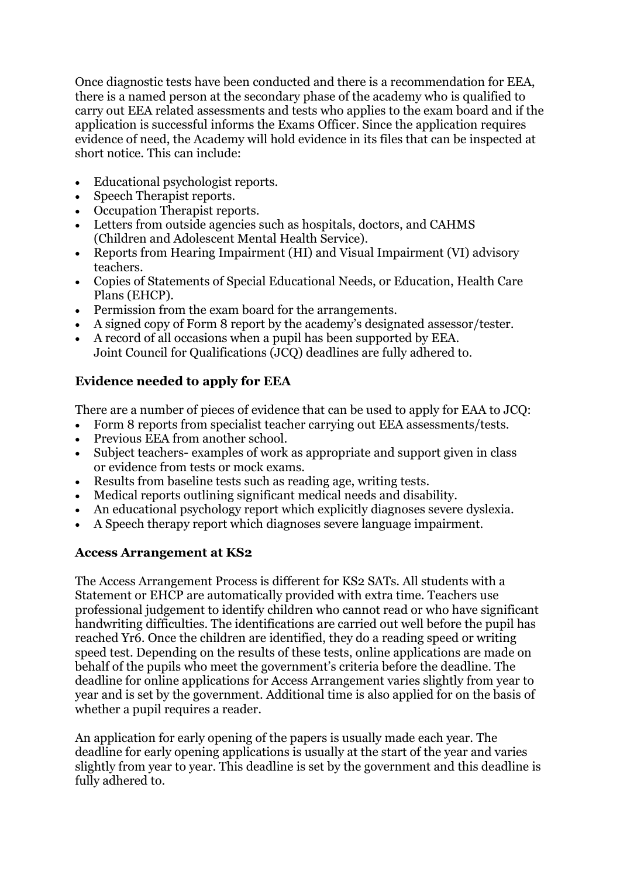Once diagnostic tests have been conducted and there is a recommendation for EEA, there is a named person at the secondary phase of the academy who is qualified to carry out EEA related assessments and tests who applies to the exam board and if the application is successful informs the Exams Officer. Since the application requires evidence of need, the Academy will hold evidence in its files that can be inspected at short notice. This can include:

- Educational psychologist reports.
- Speech Therapist reports.
- Occupation Therapist reports.
- Letters from outside agencies such as hospitals, doctors, and CAHMS (Children and Adolescent Mental Health Service).
- Reports from Hearing Impairment (HI) and Visual Impairment (VI) advisory teachers.
- Copies of Statements of Special Educational Needs, or Education, Health Care Plans (EHCP).
- Permission from the exam board for the arrangements.
- A signed copy of Form 8 report by the academy's designated assessor/tester.
- A record of all occasions when a pupil has been supported by EEA. Joint Council for Qualifications (JCQ) deadlines are fully adhered to.

## Evidence needed to apply for EEA

There are a number of pieces of evidence that can be used to apply for EAA to JCQ:

- Form 8 reports from specialist teacher carrying out EEA assessments/tests.
- Previous EEA from another school.
- Subject teachers- examples of work as appropriate and support given in class or evidence from tests or mock exams.
- Results from baseline tests such as reading age, writing tests.
- Medical reports outlining significant medical needs and disability.
- An educational psychology report which explicitly diagnoses severe dyslexia.
- A Speech therapy report which diagnoses severe language impairment.

## Access Arrangement at KS2

The Access Arrangement Process is different for KS2 SATs. All students with a Statement or EHCP are automatically provided with extra time. Teachers use professional judgement to identify children who cannot read or who have significant handwriting difficulties. The identifications are carried out well before the pupil has reached Yr6. Once the children are identified, they do a reading speed or writing speed test. Depending on the results of these tests, online applications are made on behalf of the pupils who meet the government's criteria before the deadline. The deadline for online applications for Access Arrangement varies slightly from year to year and is set by the government. Additional time is also applied for on the basis of whether a pupil requires a reader.

An application for early opening of the papers is usually made each year. The deadline for early opening applications is usually at the start of the year and varies slightly from year to year. This deadline is set by the government and this deadline is fully adhered to.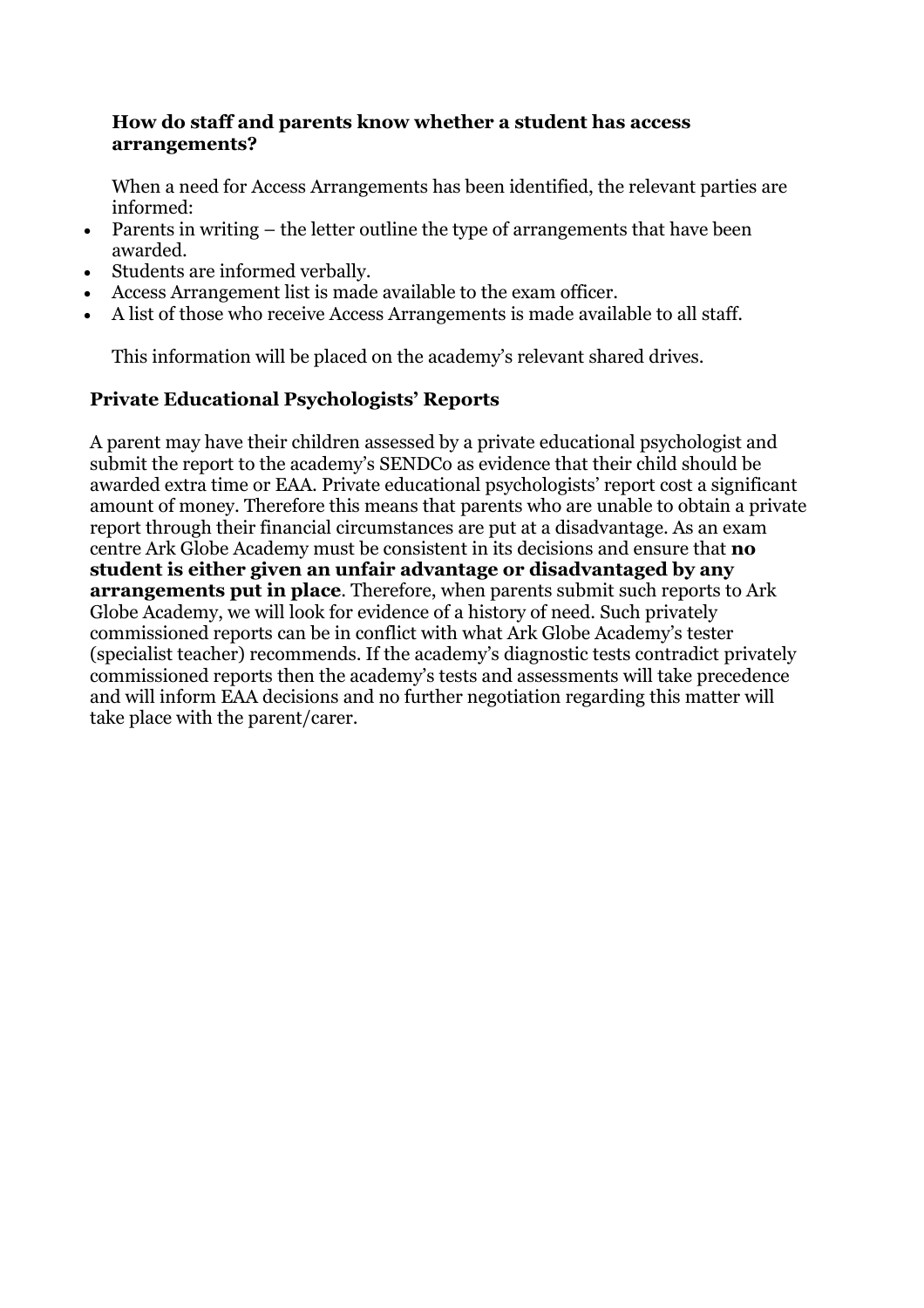### How do staff and parents know whether a student has access arrangements?

When a need for Access Arrangements has been identified, the relevant parties are informed:

- Parents in writing – the letter outline the type of arrangements that have been awarded.
- Students are informed verbally.
- Access Arrangement list is made available to the exam officer.
- A list of those who receive Access Arrangements is made available to all staff.

This information will be placed on the academy's relevant shared drives.

### Private Educational Psychologists' Reports

A parent may have their children assessed by a private educational psychologist and submit the report to the academy's SENDCo as evidence that their child should be awarded extra time or EAA. Private educational psychologists' report cost a significant amount of money. Therefore this means that parents who are unable to obtain a private report through their financial circumstances are put at a disadvantage. As an exam centre Ark Globe Academy must be consistent in its decisions and ensure that **no student is either given an unfair advantage or disadvantaged by any arrangements put in place**. Therefore, when parents submit such reports to Ark Globe Academy, we will look for evidence of a history of need. Such privately commissioned reports can be in conflict with what Ark Globe Academy's tester (specialist teacher) recommends. If the academy's diagnostic tests contradict privately commissioned reports then the academy's tests and assessments will take precedence and will inform EAA decisions and no further negotiation regarding this matter will take place with the parent/carer.